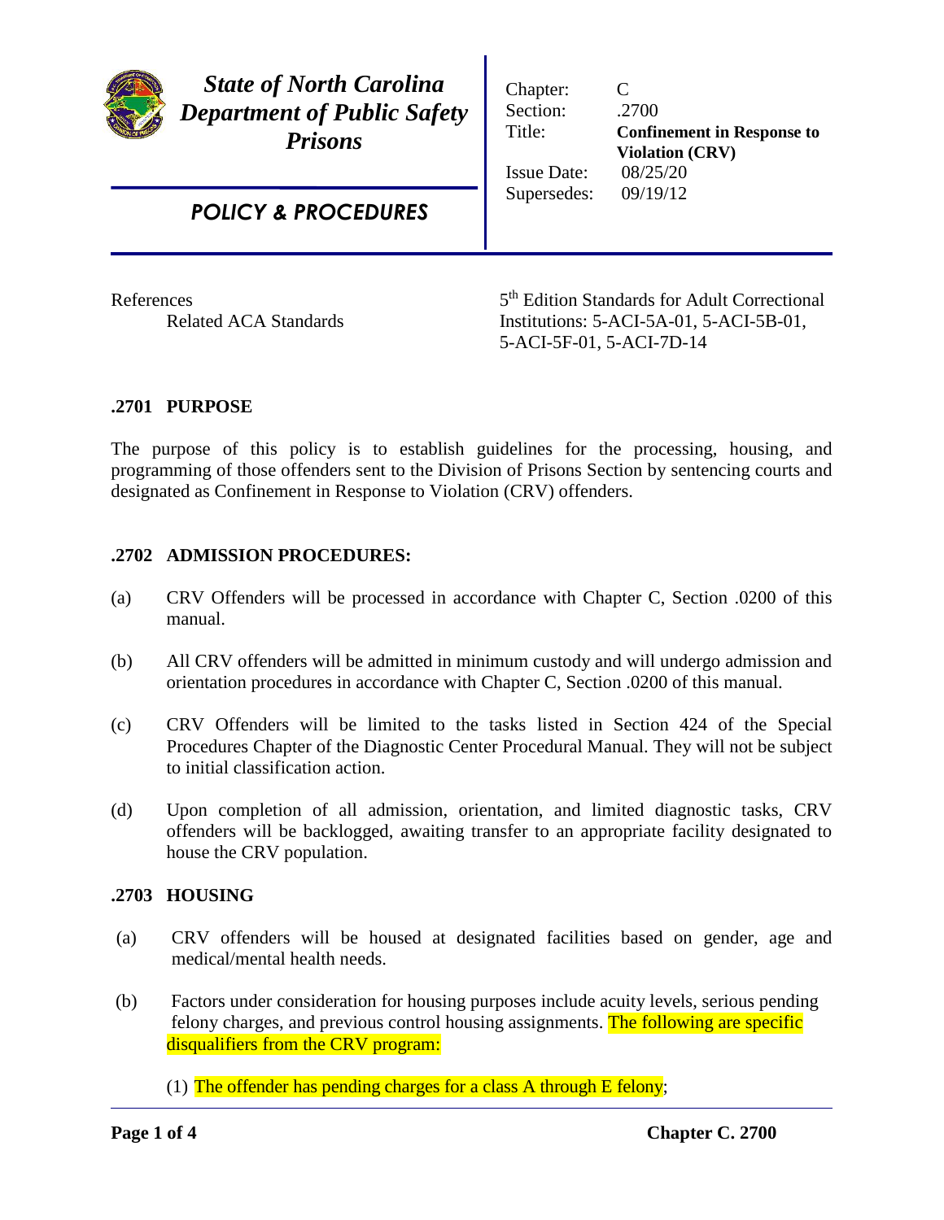# *State of North Carolina Department of Public Safety Prisons*

## *POLICY & PROCEDURES*

| | |
|---|---|
| Chapter: | C |
| Section: | .2700 |
| Title: | **Confinement in Response to Violation (CRV)** |
| Issue Date: | 08/25/20 |
| Supersedes: | 09/19/12 |

References
Related ACA Standards — 5th Edition Standards for Adult Correctional Institutions: 5-ACI-5A-01, 5-ACI-5B-01, 5-ACI-5F-01, 5-ACI-7D-14

### .2701 PURPOSE

The purpose of this policy is to establish guidelines for the processing, housing, and programming of those offenders sent to the Division of Prisons Section by sentencing courts and designated as Confinement in Response to Violation (CRV) offenders.

### .2702 ADMISSION PROCEDURES:

(a) CRV Offenders will be processed in accordance with Chapter C, Section .0200 of this manual.

(b) All CRV offenders will be admitted in minimum custody and will undergo admission and orientation procedures in accordance with Chapter C, Section .0200 of this manual.

(c) CRV Offenders will be limited to the tasks listed in Section 424 of the Special Procedures Chapter of the Diagnostic Center Procedural Manual. They will not be subject to initial classification action.

(d) Upon completion of all admission, orientation, and limited diagnostic tasks, CRV offenders will be backlogged, awaiting transfer to an appropriate facility designated to house the CRV population.

### .2703 HOUSING

(a) CRV offenders will be housed at designated facilities based on gender, age and medical/mental health needs.

(b) Factors under consideration for housing purposes include acuity levels, serious pending felony charges, and previous control housing assignments. The following are specific disqualifiers from the CRV program:

(1) The offender has pending charges for a class A through E felony;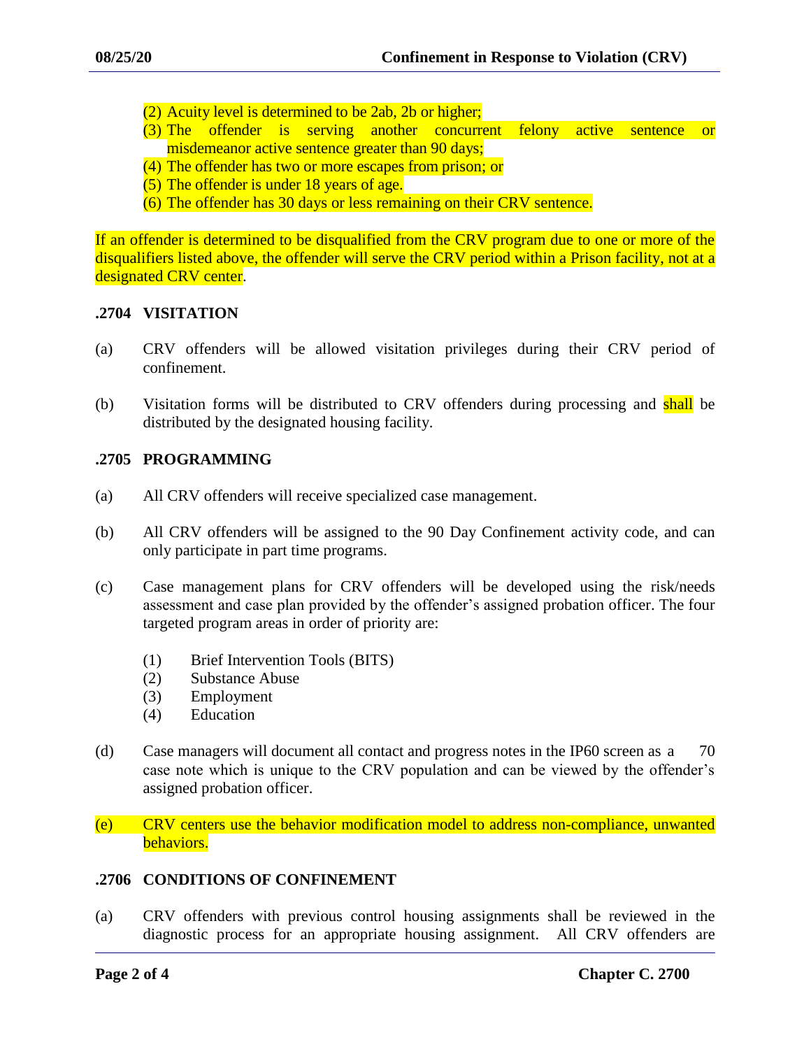(2) Acuity level is determined to be 2ab, 2b or higher;
(3) The offender is serving another concurrent felony active sentence or misdemeanor active sentence greater than 90 days;
(4) The offender has two or more escapes from prison; or
(5) The offender is under 18 years of age.
(6) The offender has 30 days or less remaining on their CRV sentence.

If an offender is determined to be disqualified from the CRV program due to one or more of the disqualifiers listed above, the offender will serve the CRV period within a Prison facility, not at a designated CRV center.

### .2704 VISITATION

(a) CRV offenders will be allowed visitation privileges during their CRV period of confinement.

(b) Visitation forms will be distributed to CRV offenders during processing and shall be distributed by the designated housing facility.

### .2705 PROGRAMMING

(a) All CRV offenders will receive specialized case management.

(b) All CRV offenders will be assigned to the 90 Day Confinement activity code, and can only participate in part time programs.

(c) Case management plans for CRV offenders will be developed using the risk/needs assessment and case plan provided by the offender's assigned probation officer. The four targeted program areas in order of priority are:

(1) Brief Intervention Tools (BITS)
(2) Substance Abuse
(3) Employment
(4) Education

(d) Case managers will document all contact and progress notes in the IP60 screen as a 70 case note which is unique to the CRV population and can be viewed by the offender's assigned probation officer.

(e) CRV centers use the behavior modification model to address non-compliance, unwanted behaviors.

### .2706 CONDITIONS OF CONFINEMENT

(a) CRV offenders with previous control housing assignments shall be reviewed in the diagnostic process for an appropriate housing assignment. All CRV offenders are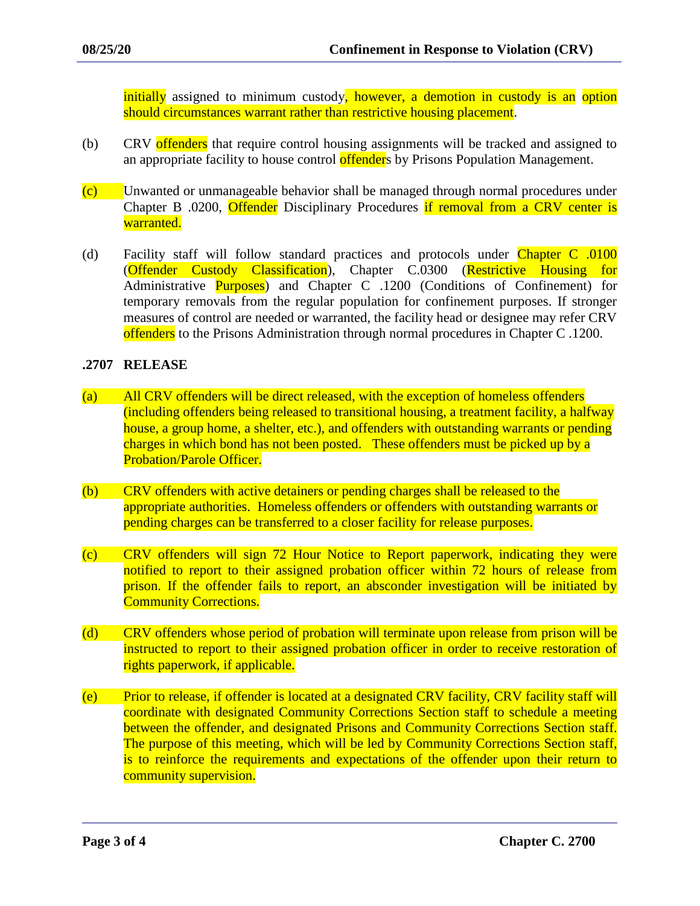initially assigned to minimum custody, however, a demotion in custody is an option should circumstances warrant rather than restrictive housing placement.

(b) CRV offenders that require control housing assignments will be tracked and assigned to an appropriate facility to house control offenders by Prisons Population Management.

(c) Unwanted or unmanageable behavior shall be managed through normal procedures under Chapter B .0200, Offender Disciplinary Procedures if removal from a CRV center is warranted.

(d) Facility staff will follow standard practices and protocols under Chapter C .0100 (Offender Custody Classification), Chapter C.0300 (Restrictive Housing for Administrative Purposes) and Chapter C .1200 (Conditions of Confinement) for temporary removals from the regular population for confinement purposes. If stronger measures of control are needed or warranted, the facility head or designee may refer CRV offenders to the Prisons Administration through normal procedures in Chapter C .1200.

## .2707 RELEASE

(a) All CRV offenders will be direct released, with the exception of homeless offenders (including offenders being released to transitional housing, a treatment facility, a halfway house, a group home, a shelter, etc.), and offenders with outstanding warrants or pending charges in which bond has not been posted. These offenders must be picked up by a Probation/Parole Officer.

(b) CRV offenders with active detainers or pending charges shall be released to the appropriate authorities. Homeless offenders or offenders with outstanding warrants or pending charges can be transferred to a closer facility for release purposes.

(c) CRV offenders will sign 72 Hour Notice to Report paperwork, indicating they were notified to report to their assigned probation officer within 72 hours of release from prison. If the offender fails to report, an absconder investigation will be initiated by Community Corrections.

(d) CRV offenders whose period of probation will terminate upon release from prison will be instructed to report to their assigned probation officer in order to receive restoration of rights paperwork, if applicable.

(e) Prior to release, if offender is located at a designated CRV facility, CRV facility staff will coordinate with designated Community Corrections Section staff to schedule a meeting between the offender, and designated Prisons and Community Corrections Section staff. The purpose of this meeting, which will be led by Community Corrections Section staff, is to reinforce the requirements and expectations of the offender upon their return to community supervision.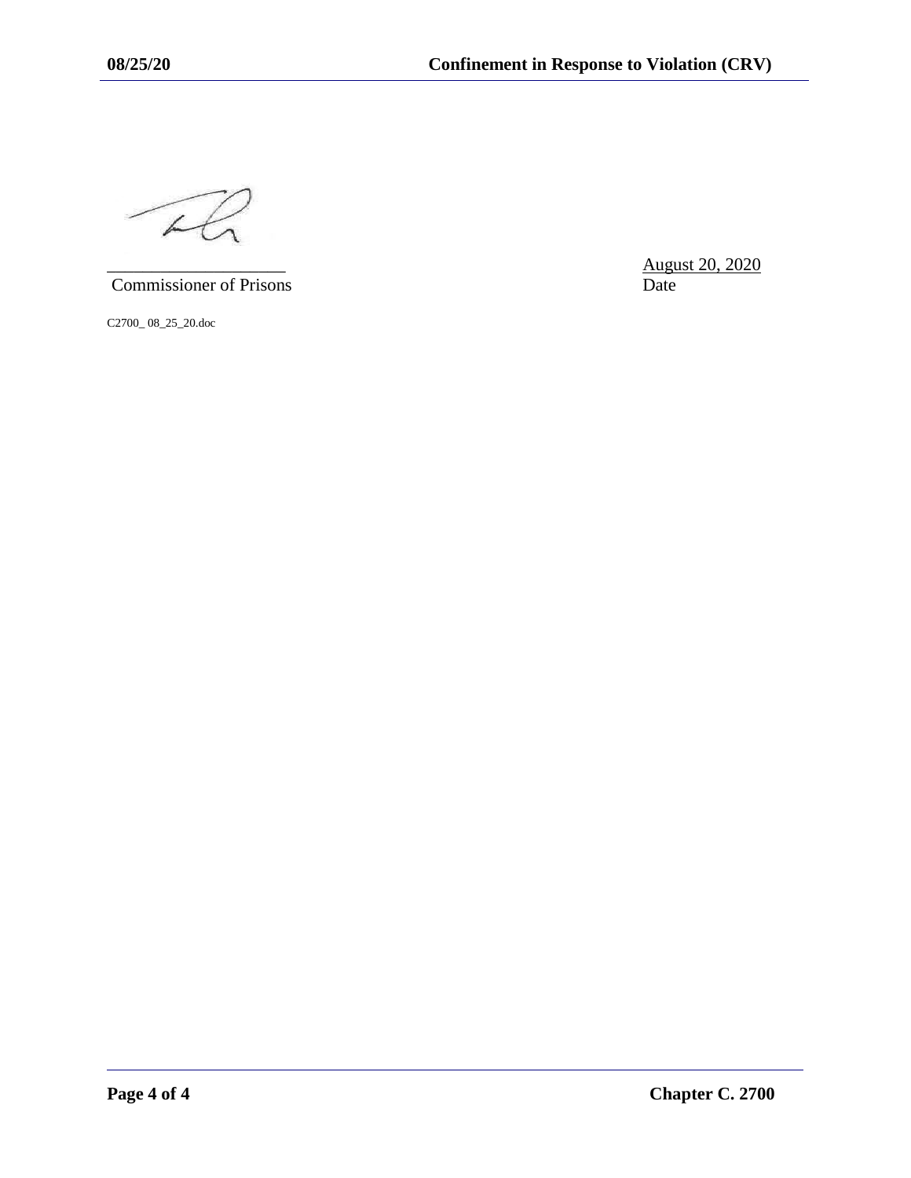____________________ 
Commissioner of Prisons

August 20, 2020 
Date

C2700_ 08_25_20.doc